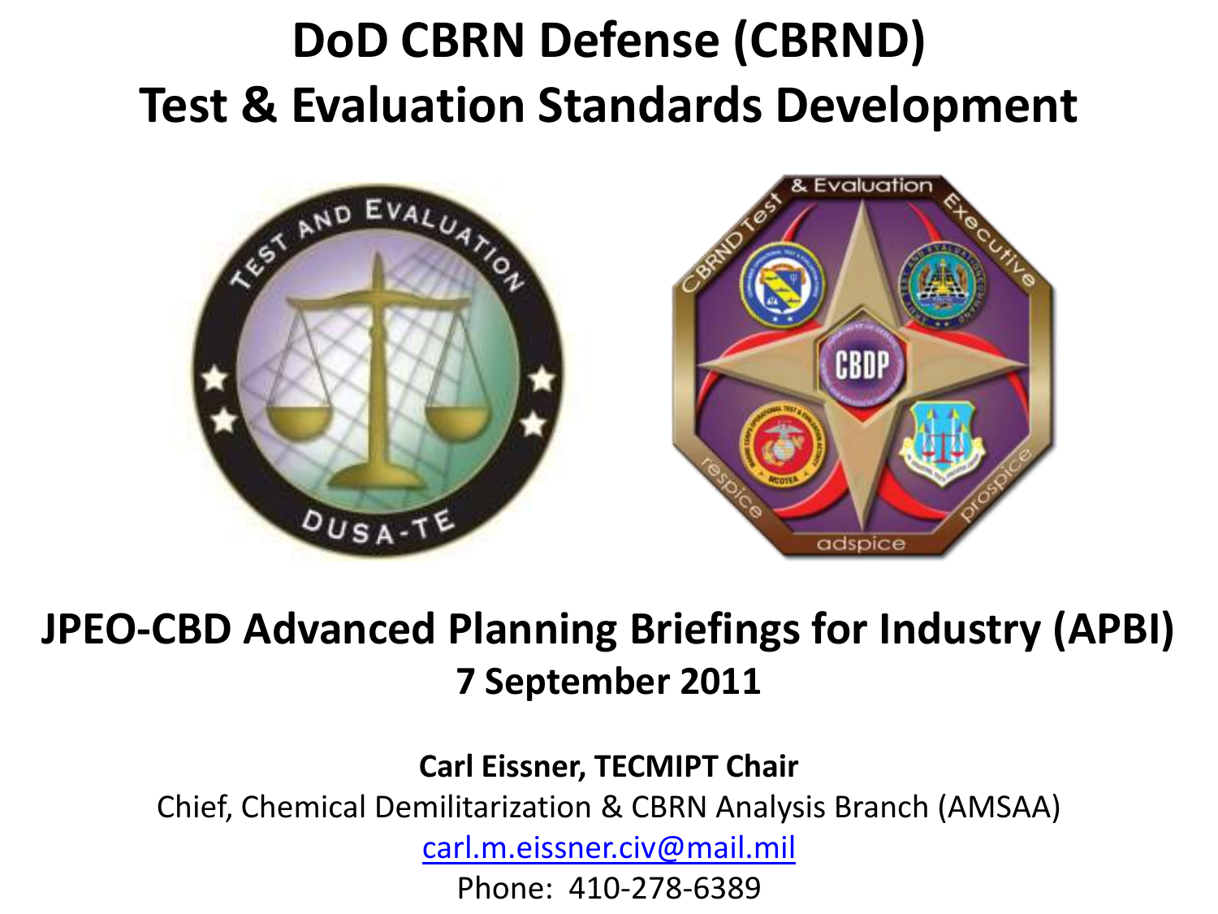# DoD CBRN Defense (CBRND) Test & Evaluation Standards Development

## JPEO-CBD Advanced Planning Briefings for Industry (APBI)

**7 September 2011**

**Carl Eissner, TECMIPT Chair**

Chief, Chemical Demilitarization & CBRN Analysis Branch (AMSAA)

carl.m.eissner.civ@mail.mil

Phone: 410-278-6389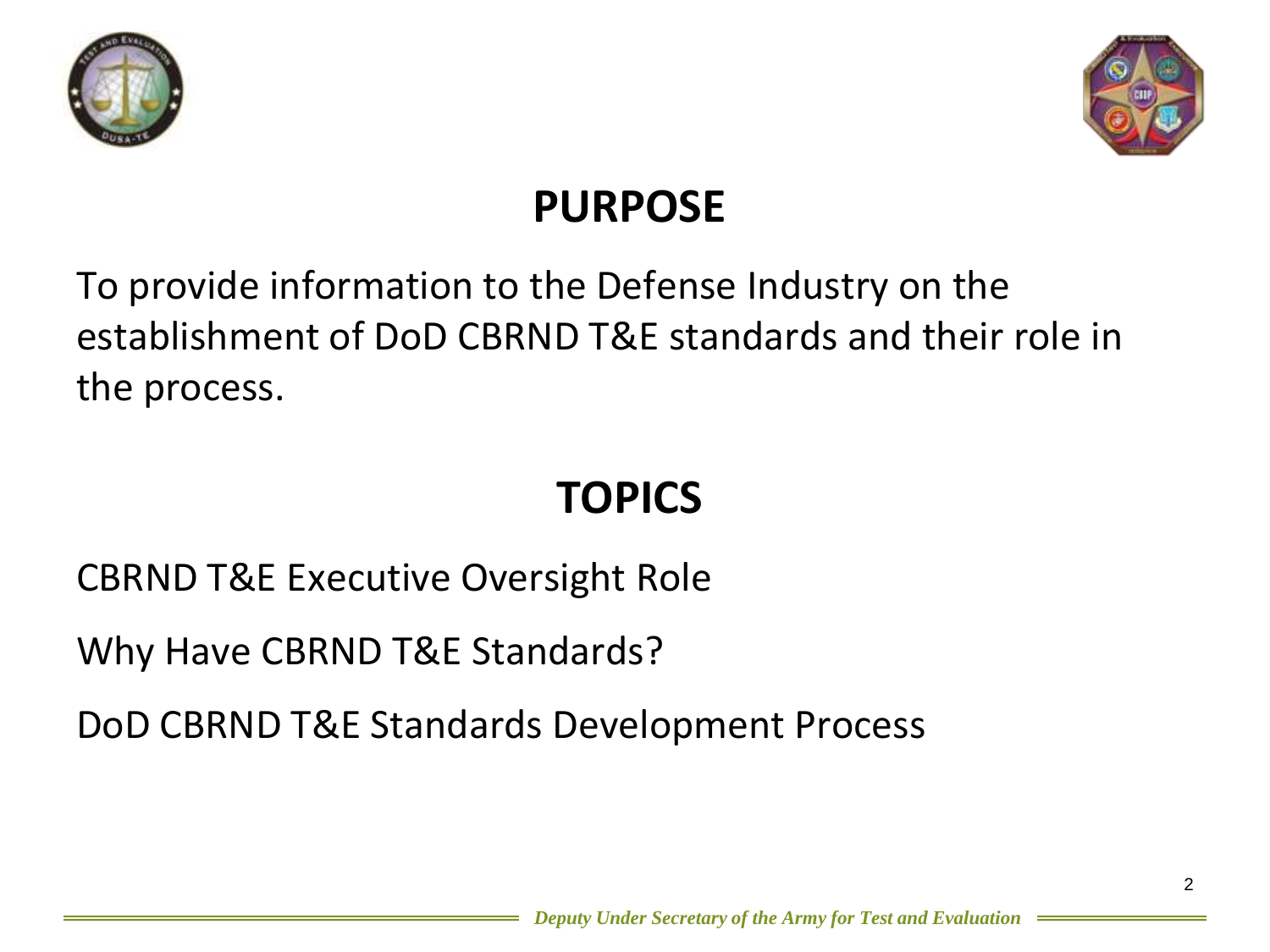# PURPOSE

To provide information to the Defense Industry on the establishment of DoD CBRND T&E standards and their role in the process.

# TOPICS

CBRND T&E Executive Oversight Role

Why Have CBRND T&E Standards?

DoD CBRND T&E Standards Development Process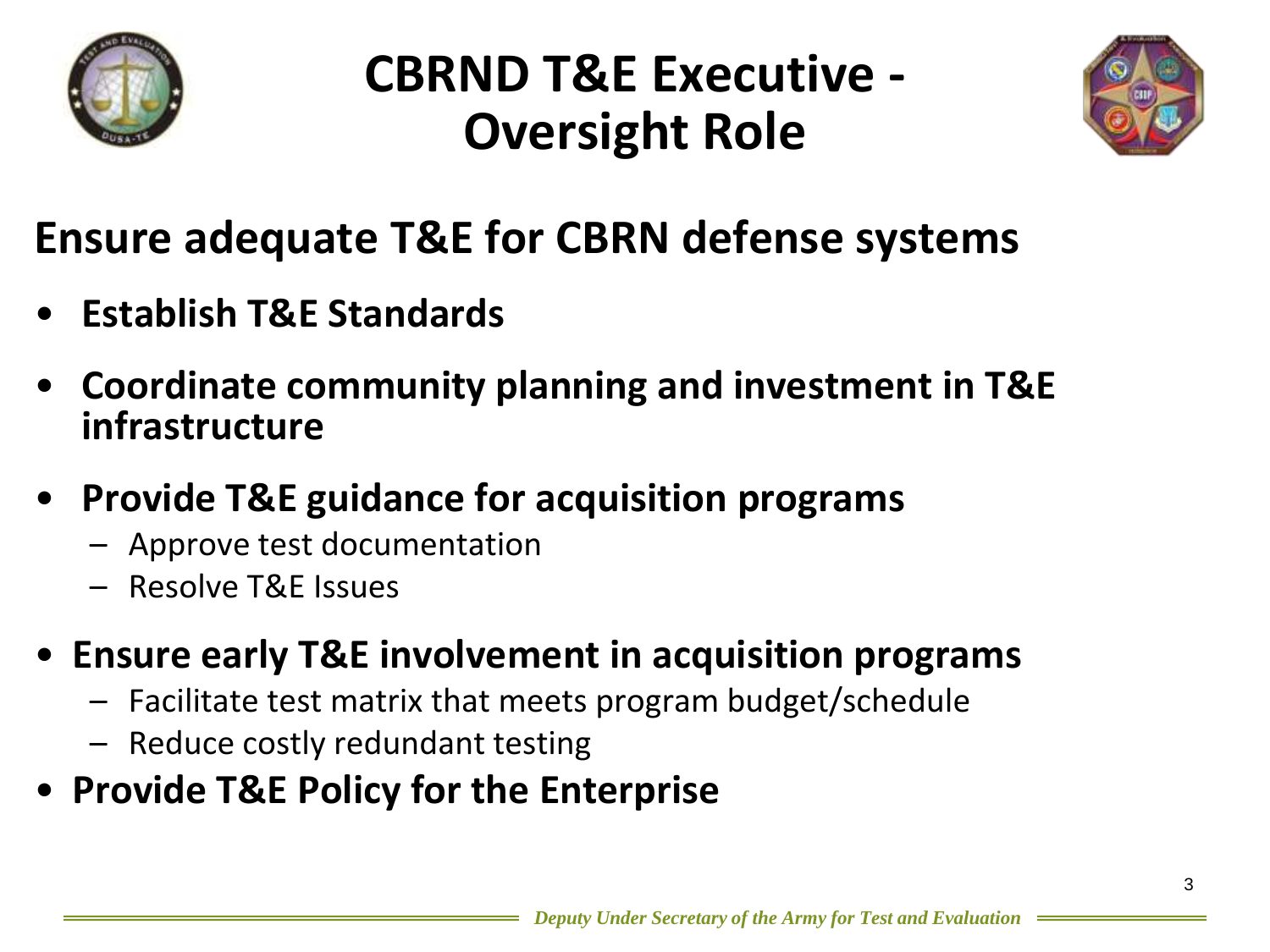# CBRND T&E Executive - Oversight Role

## Ensure adequate T&E for CBRN defense systems

- **Establish T&E Standards**
- **Coordinate community planning and investment in T&E infrastructure**
- **Provide T&E guidance for acquisition programs**
  - Approve test documentation
  - Resolve T&E Issues
- **Ensure early T&E involvement in acquisition programs**
  - Facilitate test matrix that meets program budget/schedule
  - Reduce costly redundant testing
- **Provide T&E Policy for the Enterprise**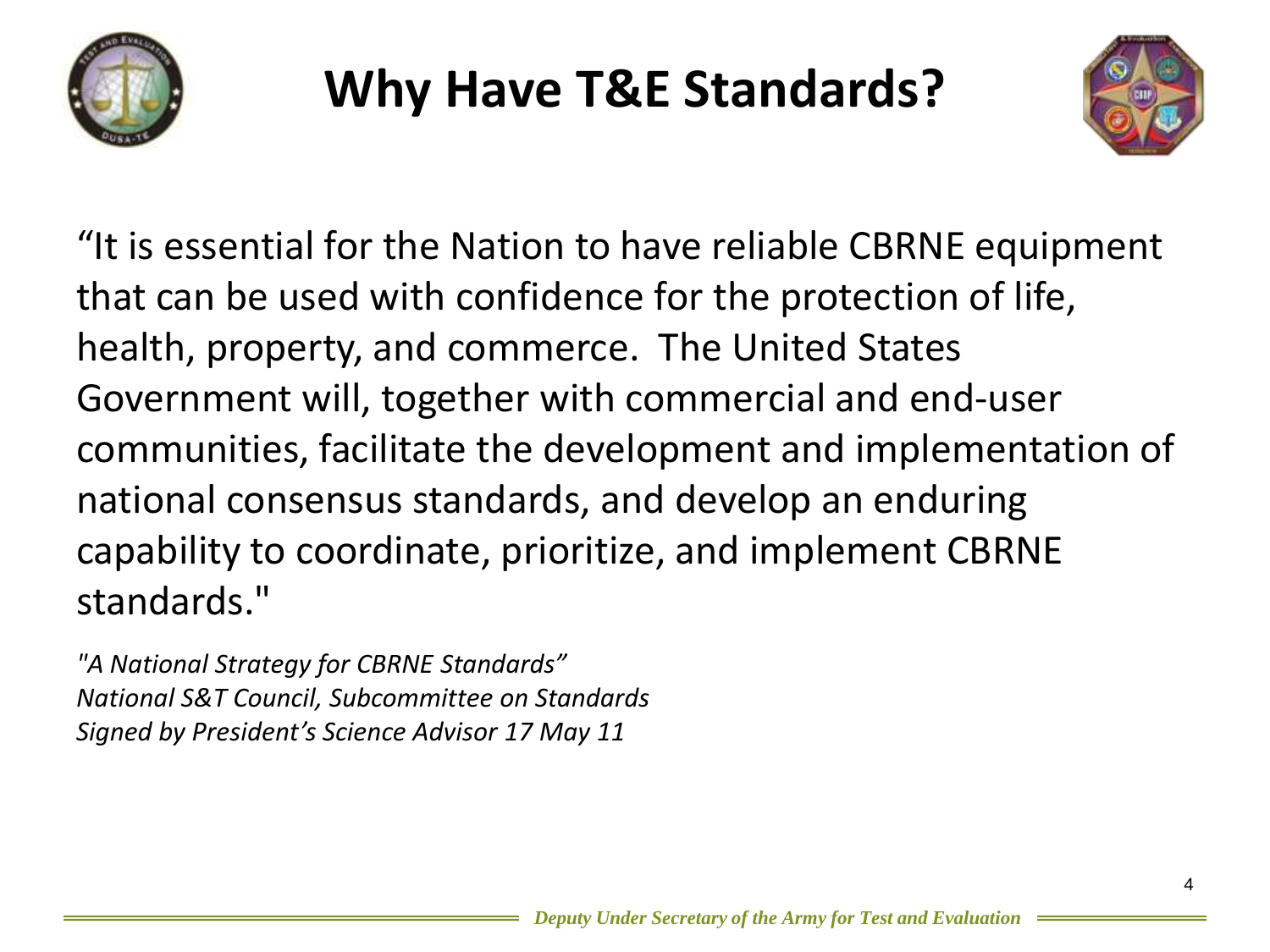# Why Have T&E Standards?

"It is essential for the Nation to have reliable CBRNE equipment that can be used with confidence for the protection of life, health, property, and commerce. The United States Government will, together with commercial and end-user communities, facilitate the development and implementation of national consensus standards, and develop an enduring capability to coordinate, prioritize, and implement CBRNE standards."

*"A National Strategy for CBRNE Standards"*
*National S&T Council, Subcommittee on Standards*
*Signed by President's Science Advisor 17 May 11*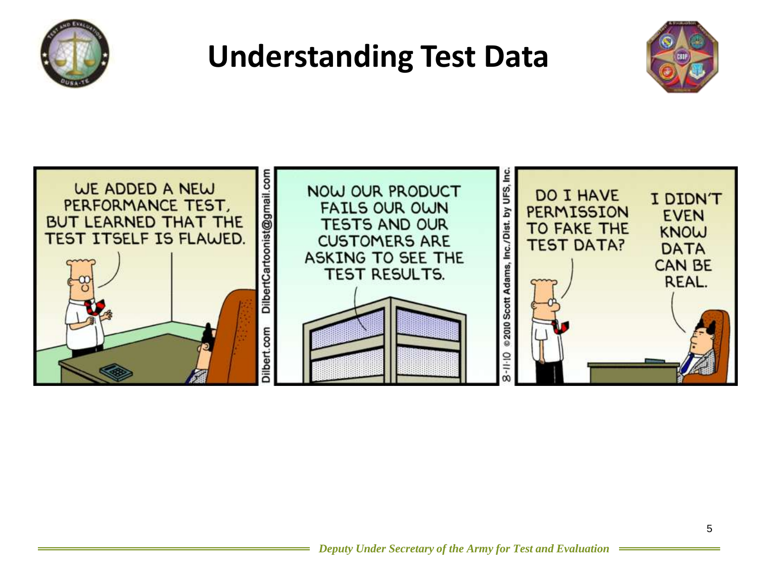# Understanding Test Data

WE ADDED A NEW PERFORMANCE TEST, BUT LEARNED THAT THE TEST ITSELF IS FLAWED.

NOW OUR PRODUCT FAILS OUR OWN TESTS AND OUR CUSTOMERS ARE ASKING TO SEE THE TEST RESULTS.

DO I HAVE PERMISSION TO FAKE THE TEST DATA?

I DIDN'T EVEN KNOW DATA CAN BE REAL.

Dilbert.com DilbertCartoonist@gmail.com

8-11-10 © 2010 Scott Adams, Inc./Dist. by UFS, Inc.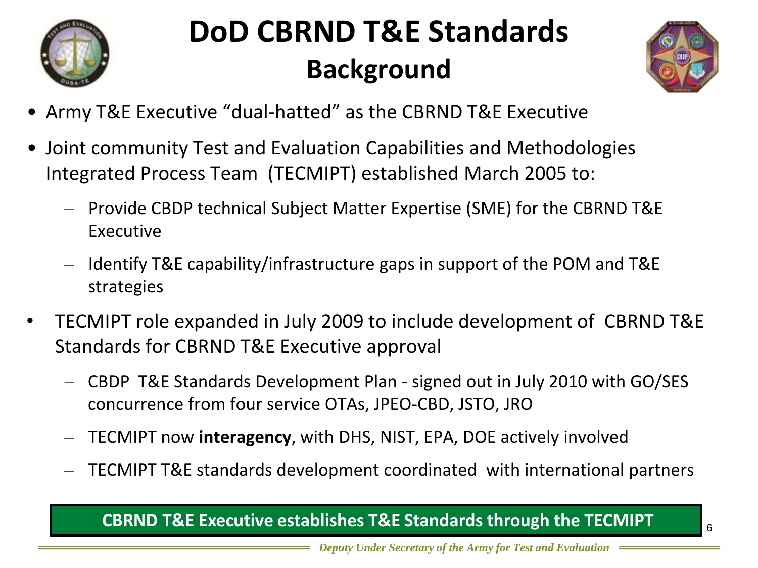# DoD CBRND T&E Standards

## Background

- Army T&E Executive "dual-hatted" as the CBRND T&E Executive
- Joint community Test and Evaluation Capabilities and Methodologies Integrated Process Team (TECMIPT) established March 2005 to:
  - Provide CBDP technical Subject Matter Expertise (SME) for the CBRND T&E Executive
  - Identify T&E capability/infrastructure gaps in support of the POM and T&E strategies
- TECMIPT role expanded in July 2009 to include development of CBRND T&E Standards for CBRND T&E Executive approval
  - CBDP T&E Standards Development Plan - signed out in July 2010 with GO/SES concurrence from four service OTAs, JPEO-CBD, JSTO, JRO
  - TECMIPT now **interagency**, with DHS, NIST, EPA, DOE actively involved
  - TECMIPT T&E standards development coordinated with international partners

**CBRND T&E Executive establishes T&E Standards through the TECMIPT**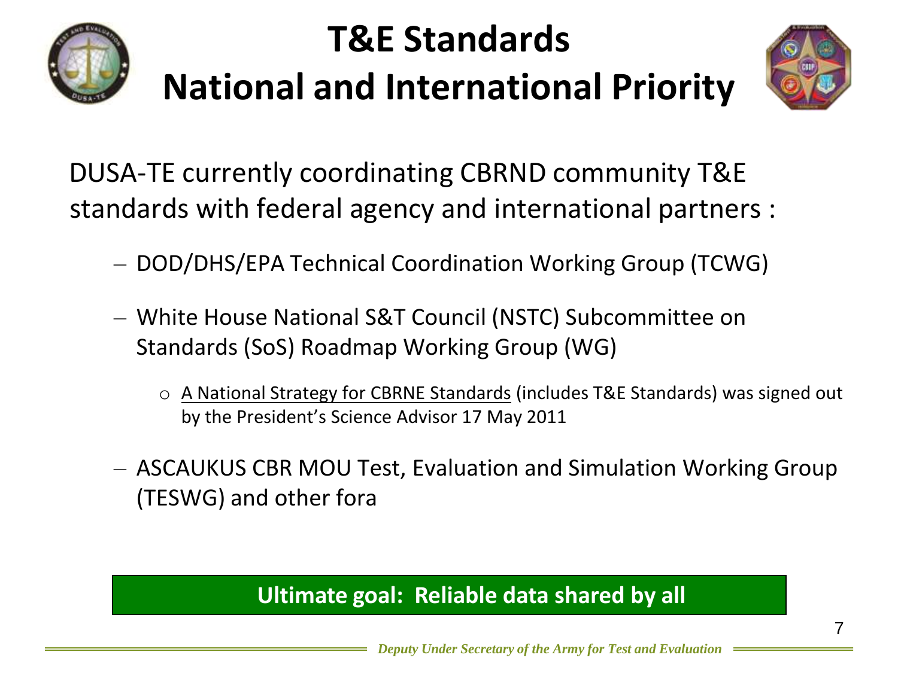# T&E Standards
# National and International Priority

DUSA-TE currently coordinating CBRND community T&E standards with federal agency and international partners :

- DOD/DHS/EPA Technical Coordination Working Group (TCWG)
- White House National S&T Council (NSTC) Subcommittee on Standards (SoS) Roadmap Working Group (WG)
  - A National Strategy for CBRNE Standards (includes T&E Standards) was signed out by the President's Science Advisor 17 May 2011
- ASCAUKUS CBR MOU Test, Evaluation and Simulation Working Group (TESWG) and other fora

**Ultimate goal: Reliable data shared by all**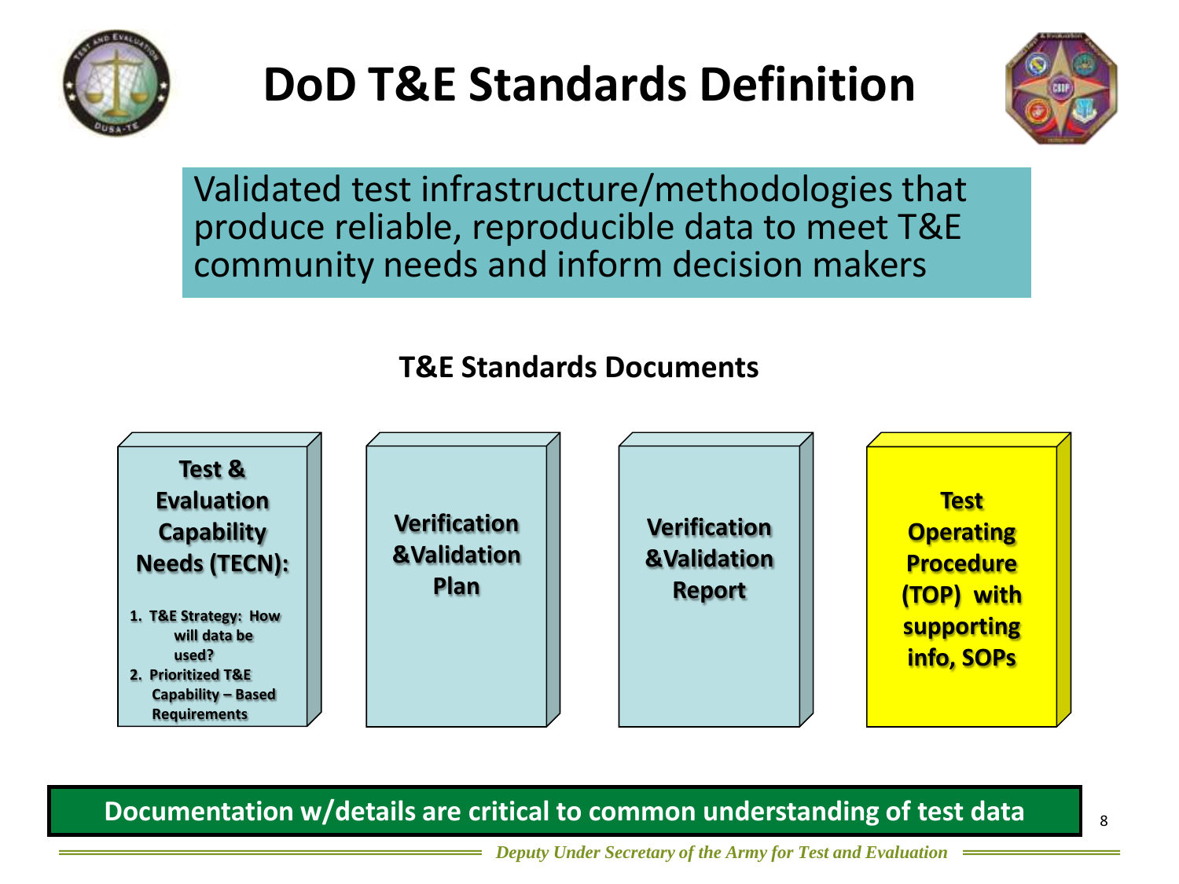# DoD T&E Standards Definition

Validated test infrastructure/methodologies that produce reliable, reproducible data to meet T&E community needs and inform decision makers

## T&E Standards Documents

**Test & Evaluation Capability Needs (TECN):**

1. **T&E Strategy: How will data be used?**
2. **Prioritized T&E Capability – Based Requirements**

**Verification &Validation Plan**

**Verification &Validation Report**

**Test Operating Procedure (TOP) with supporting info, SOPs**

**Documentation w/details are critical to common understanding of test data**

*Deputy Under Secretary of the Army for Test and Evaluation*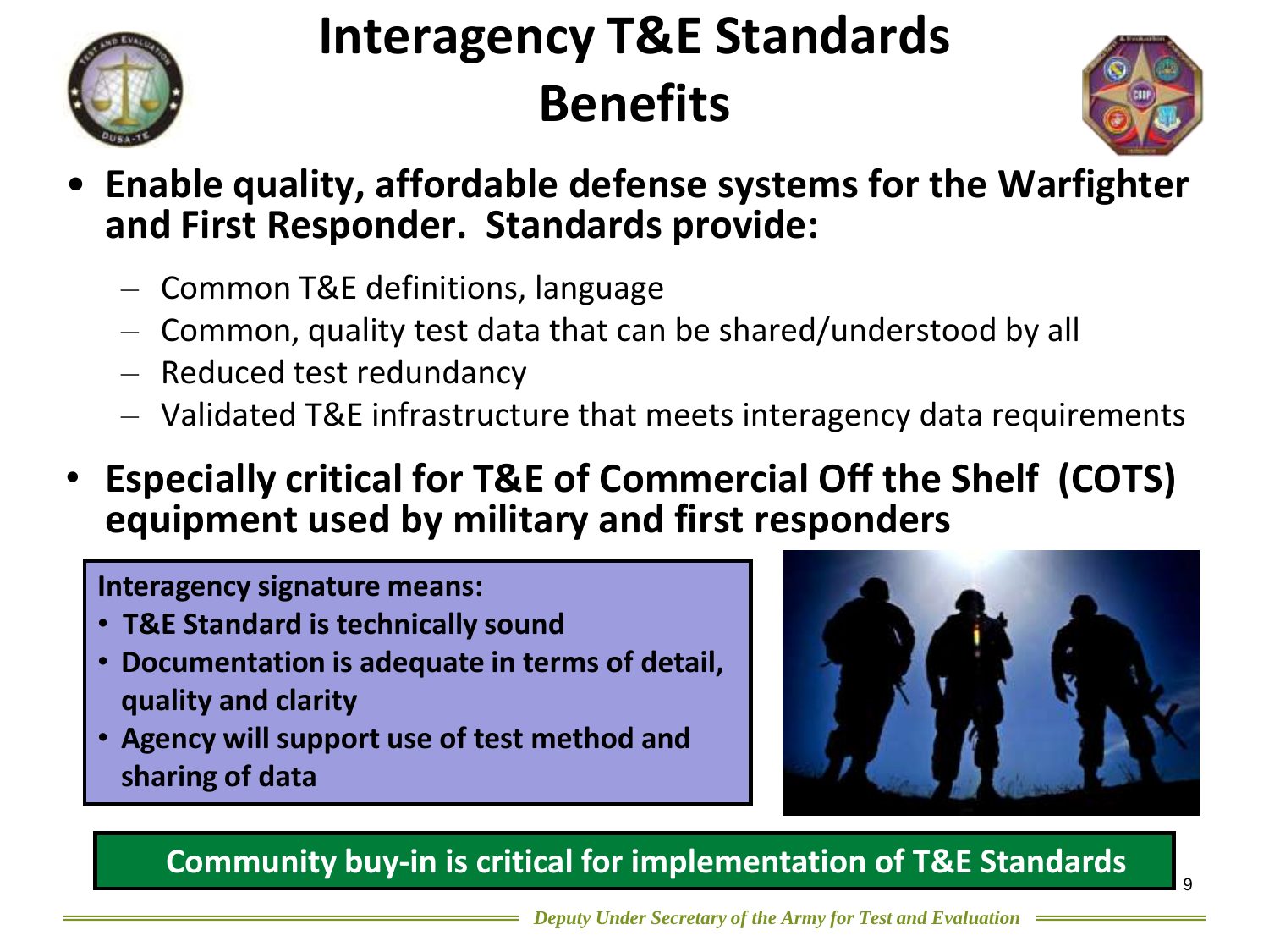# Interagency T&E Standards Benefits

- **Enable quality, affordable defense systems for the Warfighter and First Responder. Standards provide:**
  - Common T&E definitions, language
  - Common, quality test data that can be shared/understood by all
  - Reduced test redundancy
  - Validated T&E infrastructure that meets interagency data requirements
- **Especially critical for T&E of Commercial Off the Shelf (COTS) equipment used by military and first responders**

**Interagency signature means:**

- **T&E Standard is technically sound**
- **Documentation is adequate in terms of detail, quality and clarity**
- **Agency will support use of test method and sharing of data**

**Community buy-in is critical for implementation of T&E Standards**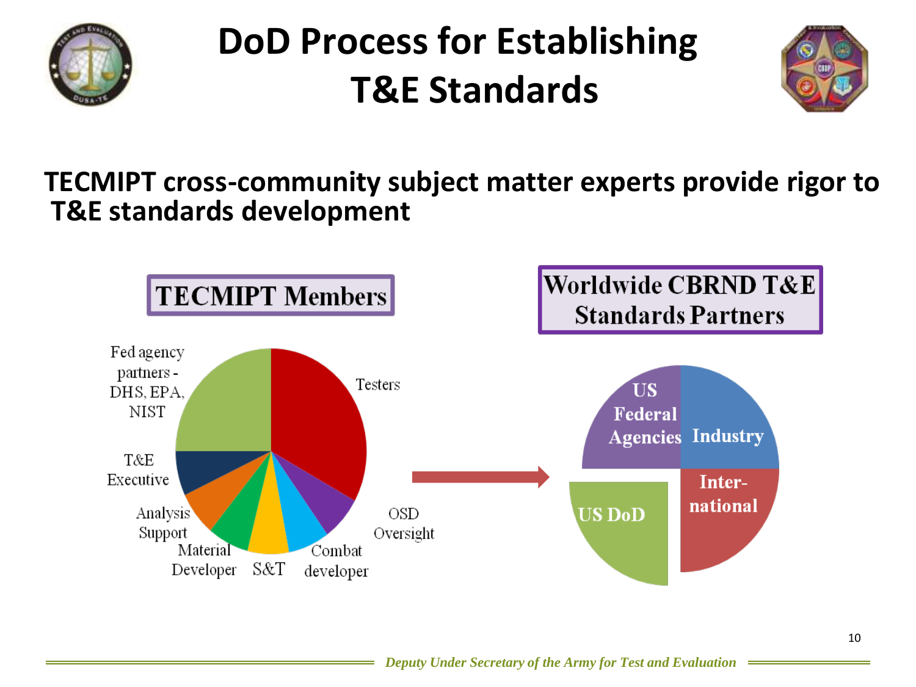# DoD Process for Establishing T&E Standards

**TECMIPT cross-community subject matter experts provide rigor to T&E standards development**

**TECMIPT Members**

- Testers
- OSD Oversight
- Combat developer
- S&T
- Material Developer
- Analysis Support
- T&E Executive
- Fed agency partners - DHS, EPA, NIST

**Worldwide CBRND T&E Standards Partners**

- US Federal Agencies
- Industry
- International
- US DoD

*Deputy Under Secretary of the Army for Test and Evaluation*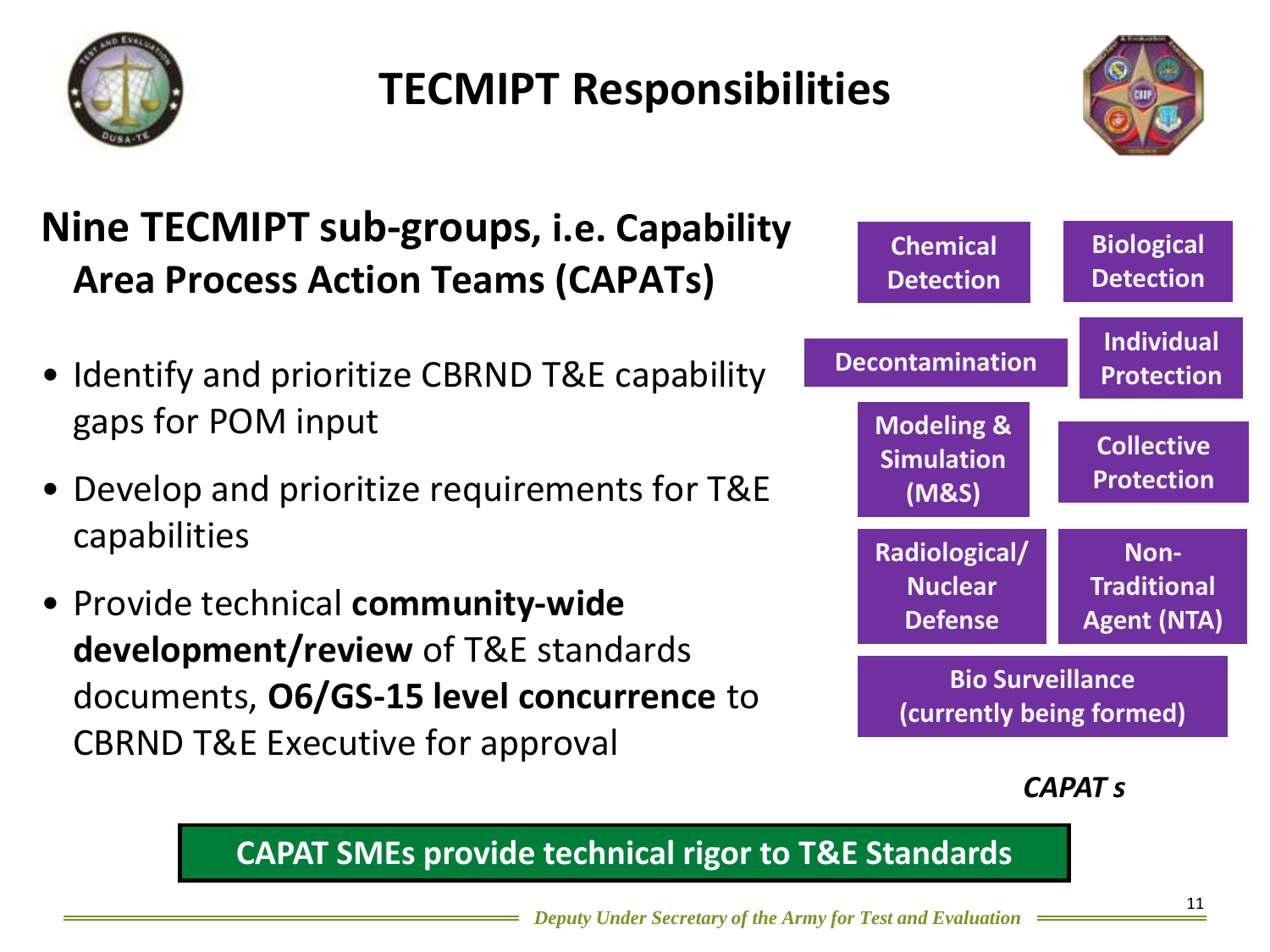# TECMIPT Responsibilities

## Nine TECMIPT sub-groups, i.e. Capability Area Process Action Teams (CAPATs)

- Identify and prioritize CBRND T&E capability gaps for POM input
- Develop and prioritize requirements for T&E capabilities
- Provide technical **community-wide development/review** of T&E standards documents, **O6/GS-15 level concurrence** to CBRND T&E Executive for approval

**Chemical Detection**

**Biological Detection**

**Decontamination**

**Individual Protection**

**Modeling & Simulation (M&S)**

**Collective Protection**

**Radiological/ Nuclear Defense**

**Non-Traditional Agent (NTA)**

**Bio Surveillance (currently being formed)**

***CAPAT s***

**CAPAT SMEs provide technical rigor to T&E Standards**

*Deputy Under Secretary of the Army for Test and Evaluation*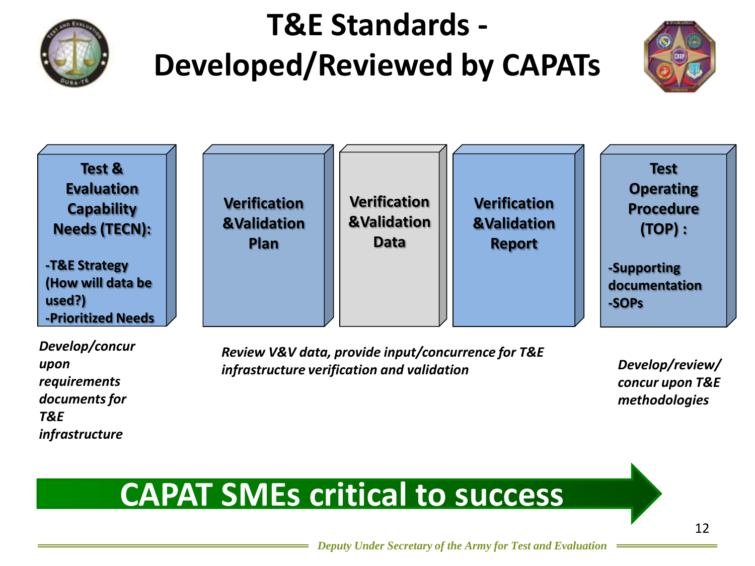# T&E Standards - Developed/Reviewed by CAPATs

**Test & Evaluation Capability Needs (TECN):**

- **T&E Strategy (How will data be used?)**
- **Prioritized Needs**

**Verification &Validation Plan**

**Verification &Validation Data**

**Verification &Validation Report**

**Test Operating Procedure (TOP) :**

- **Supporting documentation**
- **SOPs**

*Develop/concur upon requirements documents for T&E infrastructure*

*Review V&V data, provide input/concurrence for T&E infrastructure verification and validation*

*Develop/review/ concur upon T&E methodologies*

**CAPAT SMEs critical to success**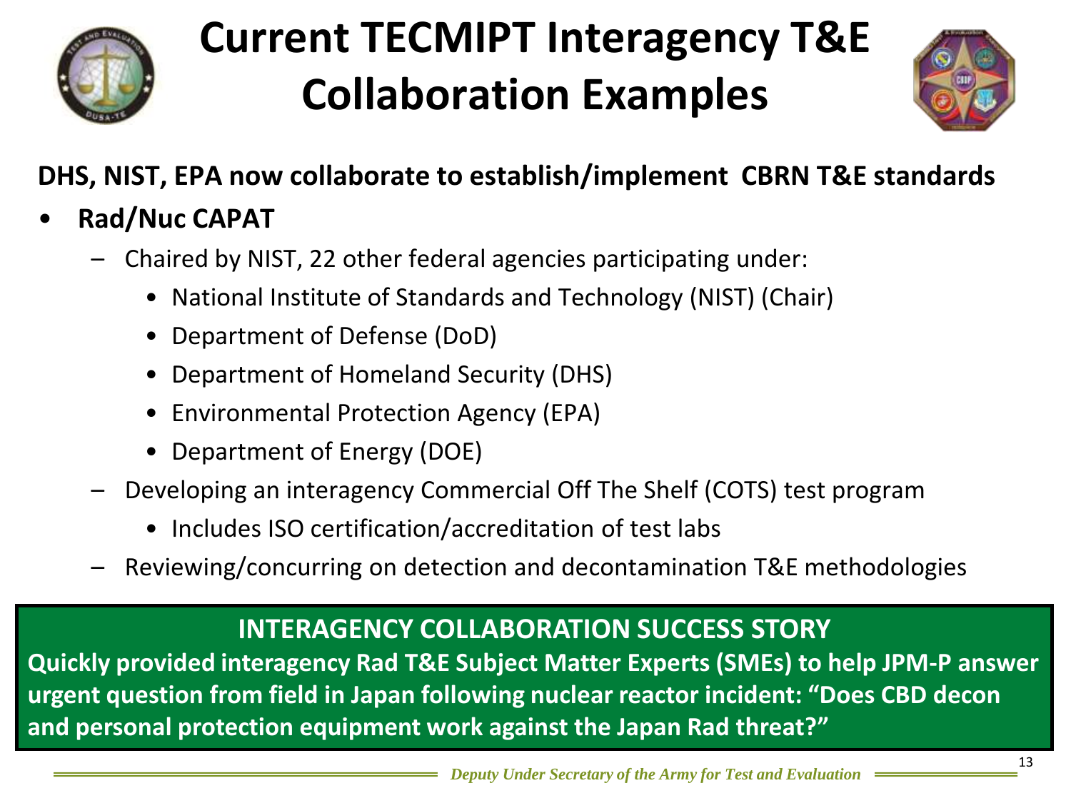# Current TECMIPT Interagency T&E Collaboration Examples

**DHS, NIST, EPA now collaborate to establish/implement CBRN T&E standards**

- **Rad/Nuc CAPAT**
  - Chaired by NIST, 22 other federal agencies participating under:
    - National Institute of Standards and Technology (NIST) (Chair)
    - Department of Defense (DoD)
    - Department of Homeland Security (DHS)
    - Environmental Protection Agency (EPA)
    - Department of Energy (DOE)
  - Developing an interagency Commercial Off The Shelf (COTS) test program
    - Includes ISO certification/accreditation of test labs
  - Reviewing/concurring on detection and decontamination T&E methodologies

**INTERAGENCY COLLABORATION SUCCESS STORY**

**Quickly provided interagency Rad T&E Subject Matter Experts (SMEs) to help JPM-P answer urgent question from field in Japan following nuclear reactor incident: "Does CBD decon and personal protection equipment work against the Japan Rad threat?"**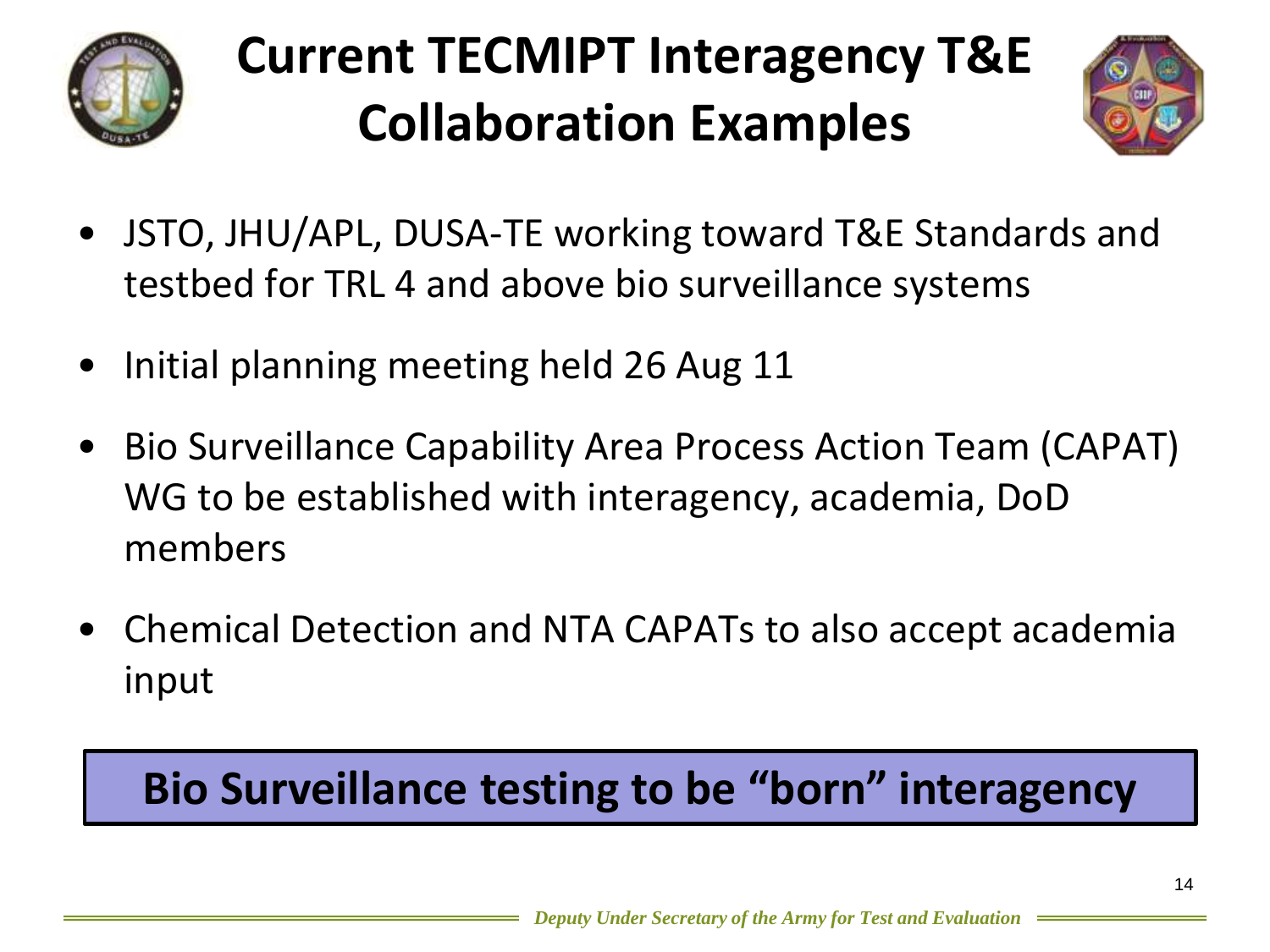# Current TECMIPT Interagency T&E Collaboration Examples

- JSTO, JHU/APL, DUSA-TE working toward T&E Standards and testbed for TRL 4 and above bio surveillance systems
- Initial planning meeting held 26 Aug 11
- Bio Surveillance Capability Area Process Action Team (CAPAT) WG to be established with interagency, academia, DoD members
- Chemical Detection and NTA CAPATs to also accept academia input

**Bio Surveillance testing to be "born" interagency**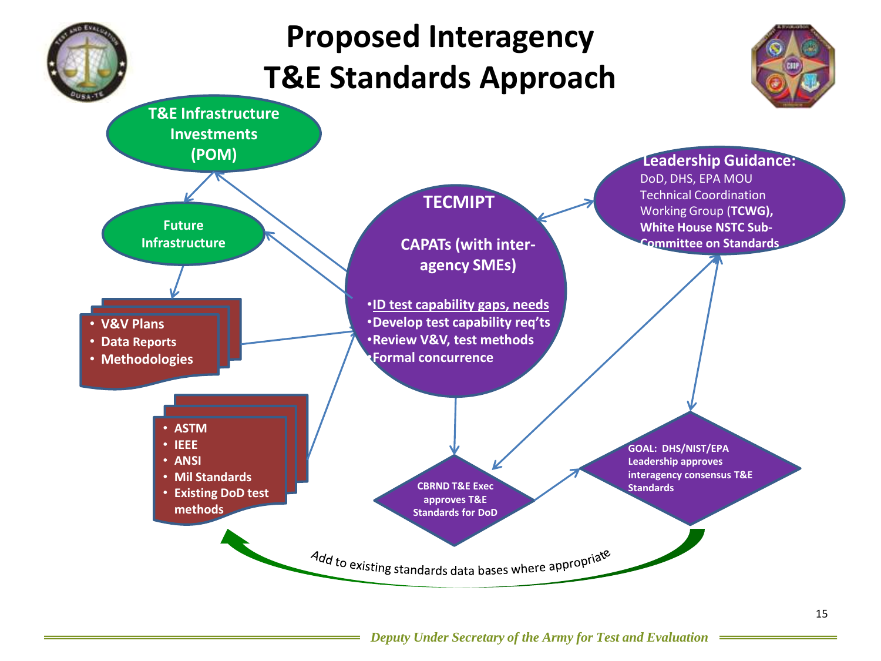# Proposed Interagency T&E Standards Approach

**T&E Infrastructure Investments (POM)**

**Future Infrastructure**

- **V&V Plans**
- **Data Reports**
- **Methodologies**

- **ASTM**
- **IEEE**
- **ANSI**
- **Mil Standards**
- **Existing DoD test methods**

**TECMIPT**

**CAPATs (with inter-agency SMEs)**

- **ID test capability gaps, needs**
- **Develop test capability req'ts**
- **Review V&V, test methods**
- **Formal concurrence**

**Leadership Guidance:**
DoD, DHS, EPA MOU Technical Coordination Working Group (**TCWG**), **White House NSTC Sub-Committee on Standards**

**CBRND T&E Exec approves T&E Standards for DoD**

**GOAL: DHS/NIST/EPA Leadership approves interagency consensus T&E Standards**

Add to existing standards data bases where appropriate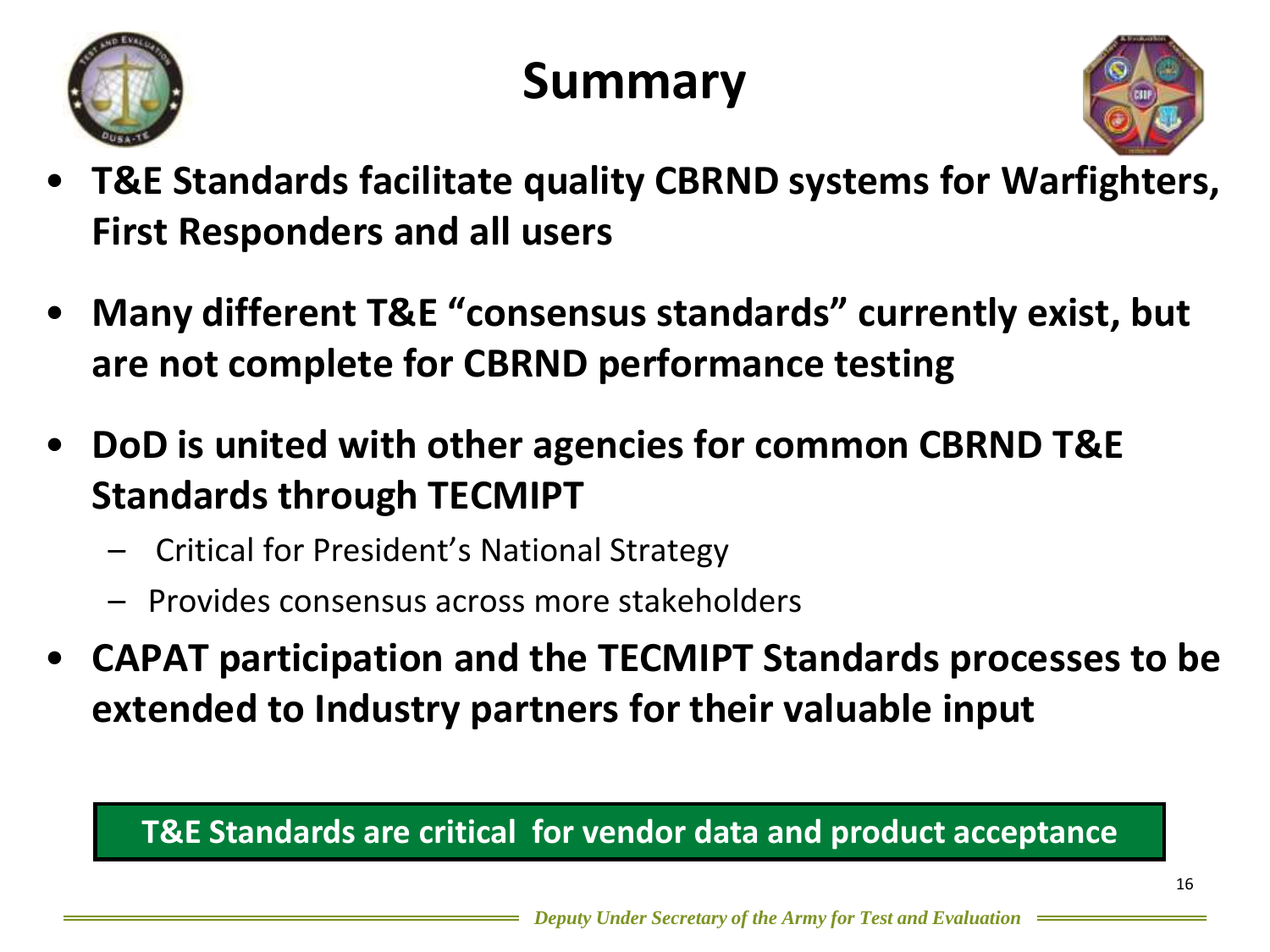# Summary

- **T&E Standards facilitate quality CBRND systems for Warfighters, First Responders and all users**
- **Many different T&E "consensus standards" currently exist, but are not complete for CBRND performance testing**
- **DoD is united with other agencies for common CBRND T&E Standards through TECMIPT**
  - Critical for President's National Strategy
  - Provides consensus across more stakeholders
- **CAPAT participation and the TECMIPT Standards processes to be extended to Industry partners for their valuable input**

**T&E Standards are critical for vendor data and product acceptance**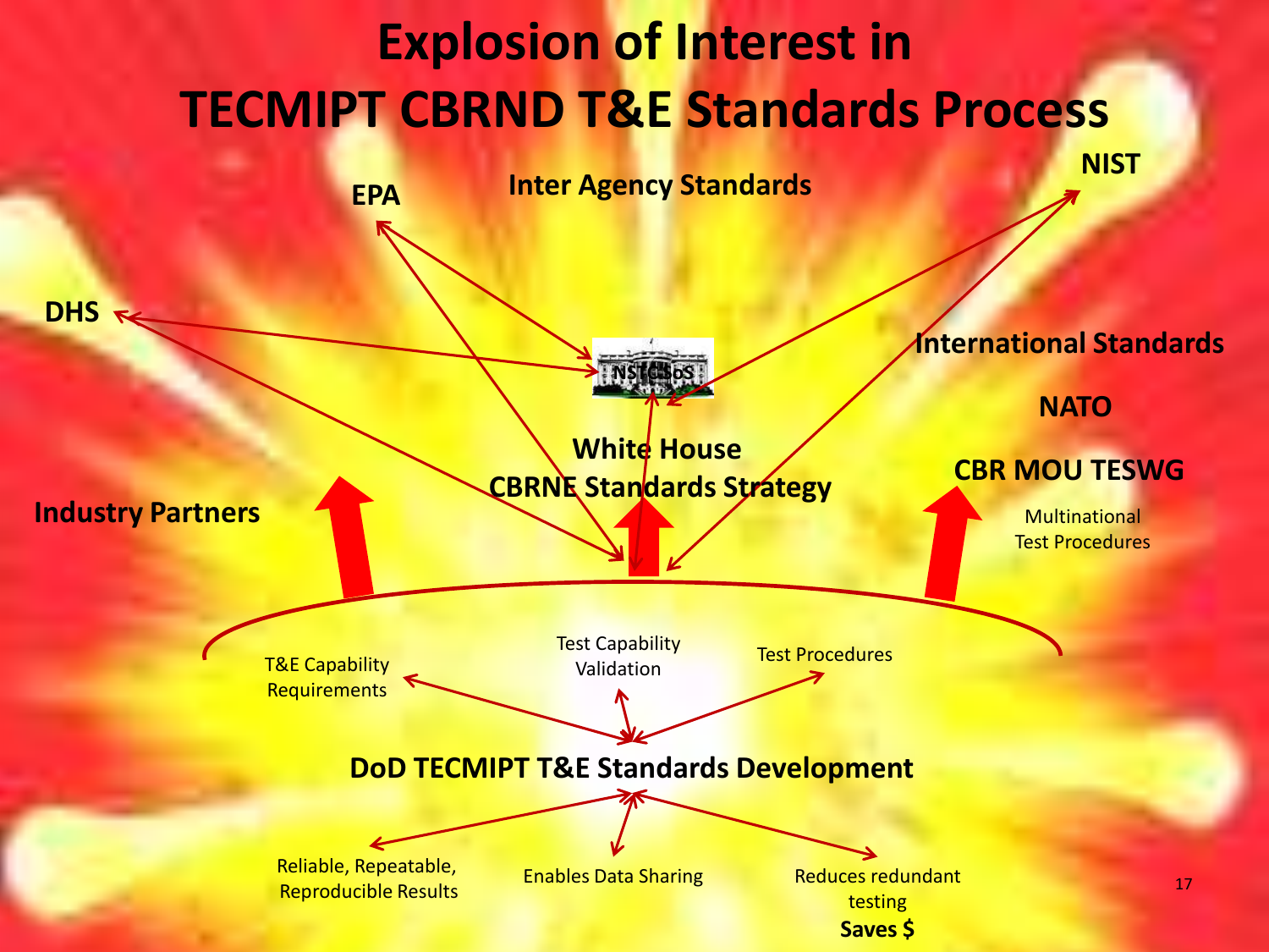# Explosion of Interest in TECMIPT CBRND T&E Standards Process

Inter Agency Standards

EPA

NIST

DHS

NSTC SoS

International Standards

NATO

White House
CBRNE Standards Strategy

CBR MOU TESWG

Multinational
Test Procedures

Industry Partners

T&E Capability
Requirements

Test Capability
Validation

Test Procedures

**DoD TECMIPT T&E Standards Development**

Reliable, Repeatable,
Reproducible Results

Enables Data Sharing

Reduces redundant
testing
**Saves $**